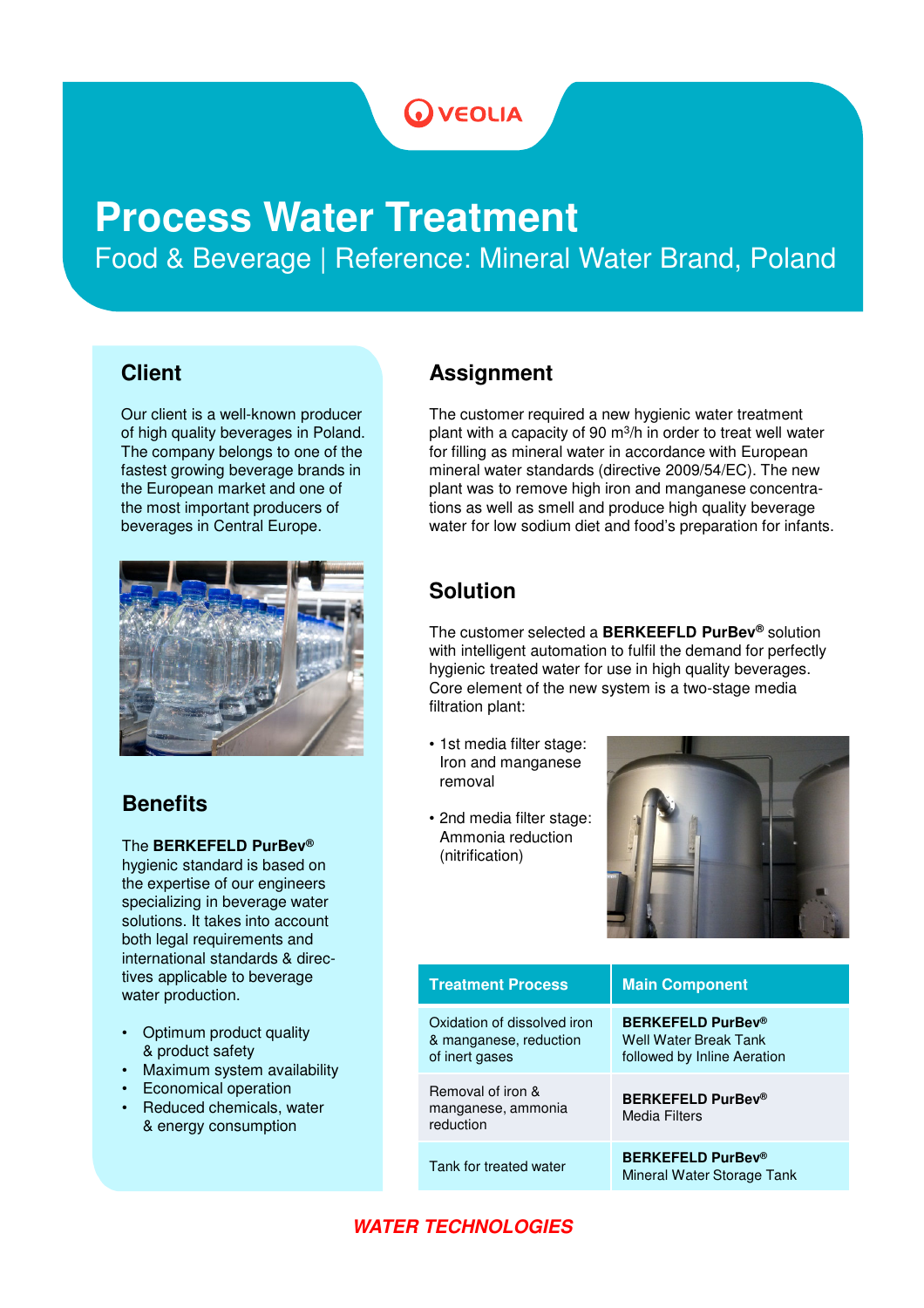VEOLIA

# Process Water Treatment

Food & Beverage | Reference: Mineral Water Brand, Poland

## Client

Our client is a well-known producer of high quality beverages in Poland. The company belongs to one of the fastest growing beverage brands in the European market and one of the most important producers of beverages in Central Europe.

## Benefits

The **BERKEFELD PurBev®** hygienic standard is based on the expertise of our engineers specializing in beverage water solutions. It takes into account both legal requirements and international standards & directives applicable to beverage water production.

- Optimum product quality & product safety
- Maximum system availability
- Economical operation
- Reduced chemicals, water & energy consumption

## Assignment

The customer required a new hygienic water treatment plant with a capacity of 90 $m^3/h$ in order to treat well water for filling as mineral water in accordance with European mineral water standards (directive 2009/54/EC). The new plant was to remove high iron and manganese concentrations as well as smell and produce high quality beverage water for low sodium diet and food's preparation for infants.

## Solution

The customer selected a **BERKEEFLD PurBev®** solution with intelligent automation to fulfil the demand for perfectly hygienic treated water for use in high quality beverages. Core element of the new system is a two-stage media filtration plant:

- 1st media filter stage: Iron and manganese removal
- 2nd media filter stage: Ammonia reduction (nitrification)

| Treatment Process | Main Component |
|---|---|
| Oxidation of dissolved iron & manganese, reduction of inert gases | **BERKEFELD PurBev®** Well Water Break Tank followed by Inline Aeration |
| Removal of iron & manganese, ammonia reduction | **BERKEFELD PurBev®** Media Filters |
| Tank for treated water | **BERKEFELD PurBev®** Mineral Water Storage Tank |

***WATER TECHNOLOGIES***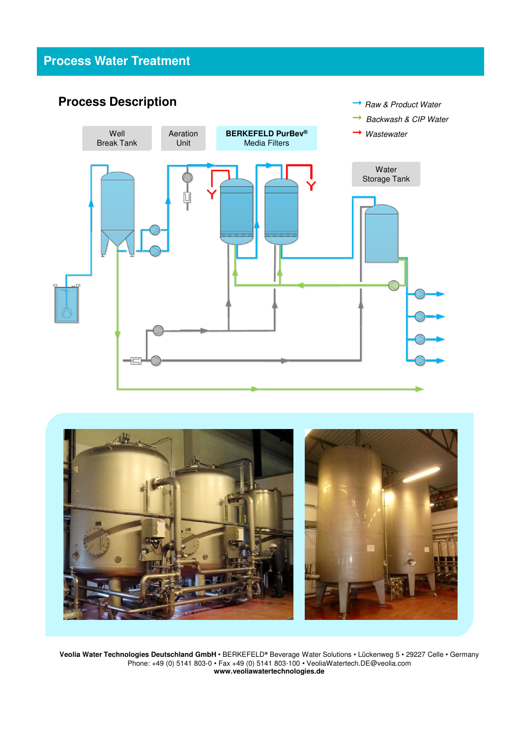# Process Water Treatment

## Process Description

Raw & Product Water

Backwash & CIP Water

Wastewater

Well Break Tank

Aeration Unit

**BERKEFELD PurBev®** Media Filters

Water Storage Tank

**Veolia Water Technologies Deutschland GmbH** • BERKEFELD® Beverage Water Solutions • Lückenweg 5 • 29227 Celle • Germany
Phone: +49 (0) 5141 803-0 • Fax +49 (0) 5141 803-100 • VeoliaWatertech.DE@veolia.com
**www.veoliawatertechnologies.de**